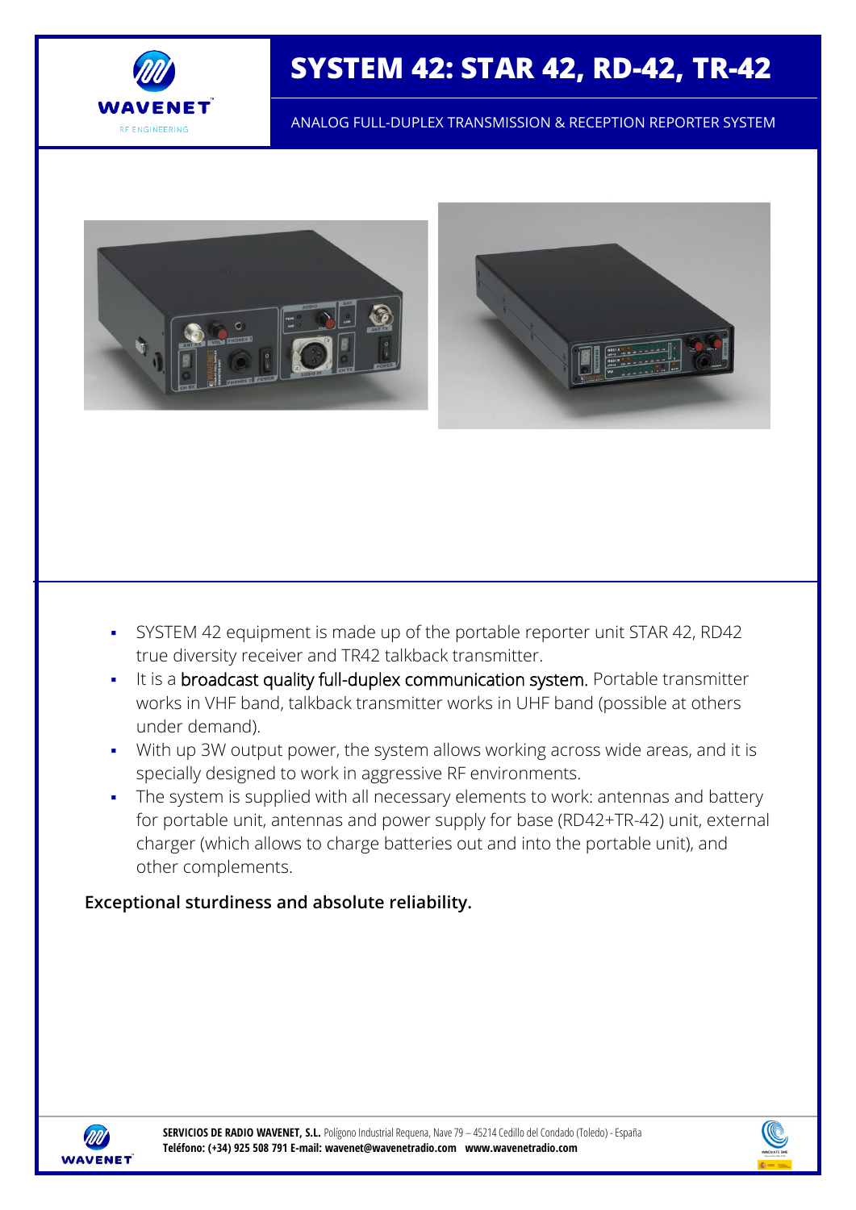# SYSTEM 42: STAR 42, RD-42, TR-42

ANALOG FULL-DUPLEX TRANSMISSION & RECEPTION REPORTER SYSTEM

- SYSTEM 42 equipment is made up of the portable reporter unit STAR 42, RD42 true diversity receiver and TR42 talkback transmitter.
- It is a broadcast quality full-duplex communication system. Portable transmitter works in VHF band, talkback transmitter works in UHF band (possible at others under demand).
- With up 3W output power, the system allows working across wide areas, and it is specially designed to work in aggressive RF environments.
- The system is supplied with all necessary elements to work: antennas and battery for portable unit, antennas and power supply for base (RD42+TR-42) unit, external charger (which allows to charge batteries out and into the portable unit), and other complements.

**Exceptional sturdiness and absolute reliability.**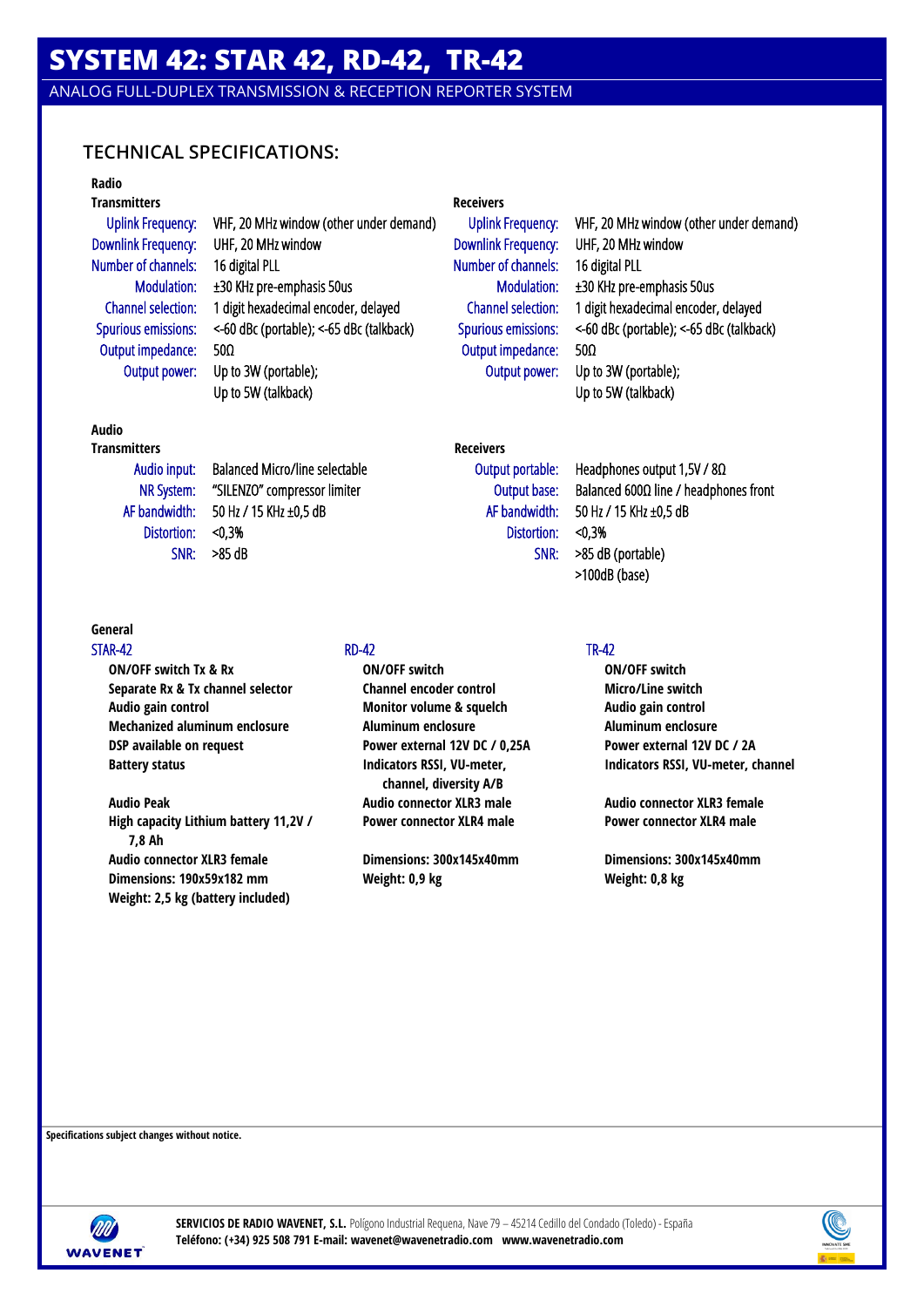# SYSTEM 42: STAR 42, RD-42, TR-42

ANALOG FULL-DUPLEX TRANSMISSION & RECEPTION REPORTER SYSTEM

## TECHNICAL SPECIFICATIONS:

### Radio

**Transmitters**

| | |
|---|---|
| Uplink Frequency: | VHF, 20 MHz window (other under demand) |
| Downlink Frequency: | UHF, 20 MHz window |
| Number of channels: | 16 digital PLL |
| Modulation: | ±30 KHz pre-emphasis 50us |
| Channel selection: | 1 digit hexadecimal encoder, delayed |
| Spurious emissions: | <-60 dBc (portable); <-65 dBc (talkback) |
| Output impedance: | 50Ω |
| Output power: | Up to 3W (portable); Up to 5W (talkback) |

**Receivers**

| | |
|---|---|
| Uplink Frequency: | VHF, 20 MHz window (other under demand) |
| Downlink Frequency: | UHF, 20 MHz window |
| Number of channels: | 16 digital PLL |
| Modulation: | ±30 KHz pre-emphasis 50us |
| Channel selection: | 1 digit hexadecimal encoder, delayed |
| Spurious emissions: | <-60 dBc (portable); <-65 dBc (talkback) |
| Output impedance: | 50Ω |
| Output power: | Up to 3W (portable); Up to 5W (talkback) |

### Audio

**Transmitters**

| | |
|---|---|
| Audio input: | Balanced Micro/line selectable |
| NR System: | "SILENZO" compressor limiter |
| AF bandwidth: | 50 Hz / 15 KHz ±0,5 dB |
| Distortion: | <0,3% |
| SNR: | >85 dB |

**Receivers**

| | |
|---|---|
| Output portable: | Headphones output 1,5V / 8Ω |
| Output base: | Balanced 600Ω line / headphones front |
| AF bandwidth: | 50 Hz / 15 KHz ±0,5 dB |
| Distortion: | <0,3% |
| SNR: | >85 dB (portable) >100dB (base) |

### General

**STAR-42**

- ON/OFF switch Tx & Rx
- Separate Rx & Tx channel selector
- Audio gain control
- Mechanized aluminum enclosure
- DSP available on request
- Battery status
- Audio Peak
- High capacity Lithium battery 11,2V / 7,8 Ah
- Audio connector XLR3 female
- Dimensions: 190x59x182 mm
- Weight: 2,5 kg (battery included)

**RD-42**

- ON/OFF switch
- Channel encoder control
- Monitor volume & squelch
- Aluminum enclosure
- Power external 12V DC / 0,25A
- Indicators RSSI, VU-meter, channel, diversity A/B
- Audio connector XLR3 male
- Power connector XLR4 male
- Dimensions: 300x145x40mm
- Weight: 0,9 kg

**TR-42**

- ON/OFF switch
- Micro/Line switch
- Audio gain control
- Aluminum enclosure
- Power external 12V DC / 2A
- Indicators RSSI, VU-meter, channel
- Audio connector XLR3 female
- Power connector XLR4 male
- Dimensions: 300x145x40mm
- Weight: 0,8 kg

**Specifications subject changes without notice.**

**SERVICIOS DE RADIO WAVENET, S.L.** Polígono Industrial Requena, Nave 79 – 45214 Cedillo del Condado (Toledo) - España
**Teléfono: (+34) 925 508 791 E-mail: wavenet@wavenetradio.com www.wavenetradio.com**